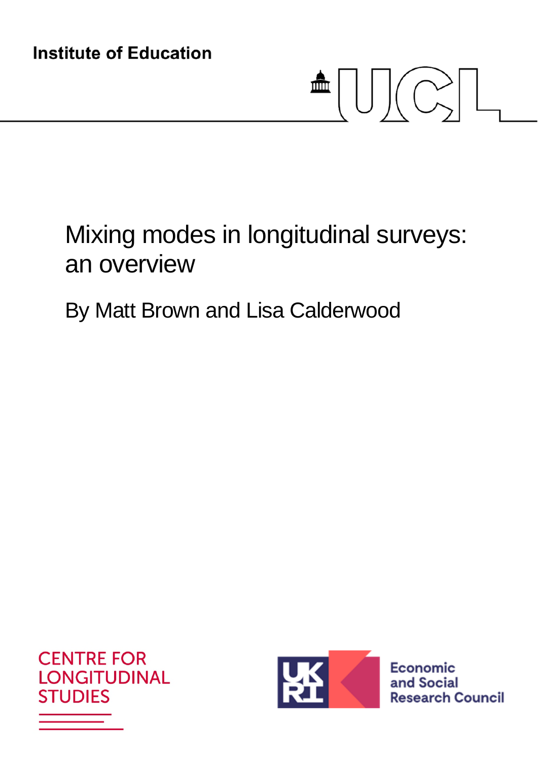Institute of Education

# Mixing modes in longitudinal surveys: an overview

By Matt Brown and Lisa Calderwood

CENTRE FOR LONGITUDINAL STUDIES

Economic and Social Research Council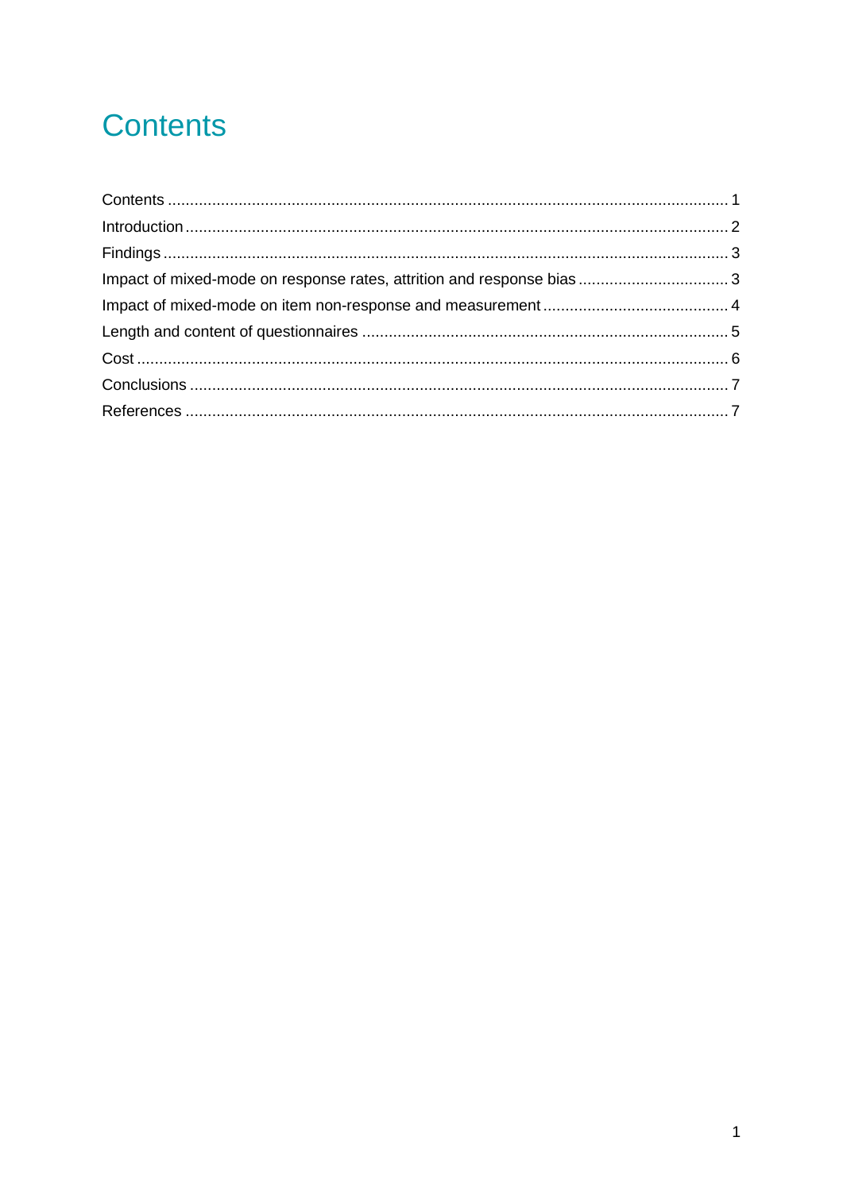# Contents

Contents .......................................................................................................................... 1
Introduction ...................................................................................................................... 2
Findings ........................................................................................................................... 3
Impact of mixed-mode on response rates, attrition and response bias .................................. 3
Impact of mixed-mode on item non-response and measurement .......................................... 4
Length and content of questionnaires .................................................................................. 5
Cost .................................................................................................................................. 6
Conclusions ...................................................................................................................... 7
References ....................................................................................................................... 7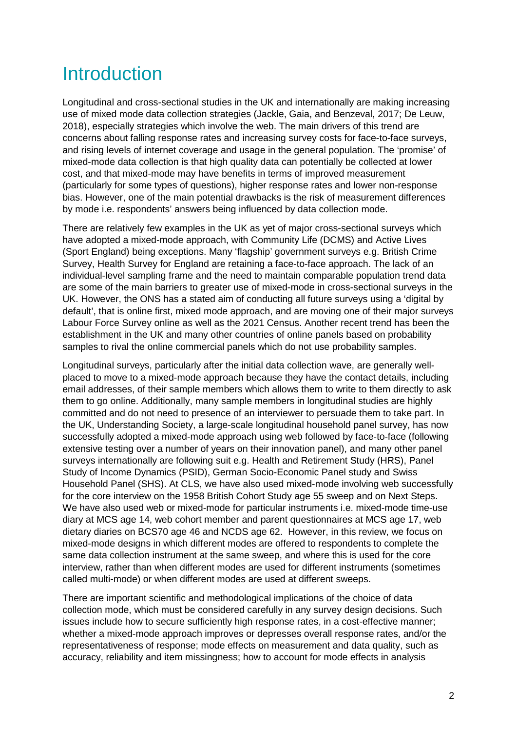# Introduction

Longitudinal and cross-sectional studies in the UK and internationally are making increasing use of mixed mode data collection strategies (Jackle, Gaia, and Benzeval, 2017; De Leuw, 2018), especially strategies which involve the web. The main drivers of this trend are concerns about falling response rates and increasing survey costs for face-to-face surveys, and rising levels of internet coverage and usage in the general population. The 'promise' of mixed-mode data collection is that high quality data can potentially be collected at lower cost, and that mixed-mode may have benefits in terms of improved measurement (particularly for some types of questions), higher response rates and lower non-response bias. However, one of the main potential drawbacks is the risk of measurement differences by mode i.e. respondents' answers being influenced by data collection mode.

There are relatively few examples in the UK as yet of major cross-sectional surveys which have adopted a mixed-mode approach, with Community Life (DCMS) and Active Lives (Sport England) being exceptions. Many 'flagship' government surveys e.g. British Crime Survey, Health Survey for England are retaining a face-to-face approach. The lack of an individual-level sampling frame and the need to maintain comparable population trend data are some of the main barriers to greater use of mixed-mode in cross-sectional surveys in the UK. However, the ONS has a stated aim of conducting all future surveys using a 'digital by default', that is online first, mixed mode approach, and are moving one of their major surveys Labour Force Survey online as well as the 2021 Census. Another recent trend has been the establishment in the UK and many other countries of online panels based on probability samples to rival the online commercial panels which do not use probability samples.

Longitudinal surveys, particularly after the initial data collection wave, are generally well-placed to move to a mixed-mode approach because they have the contact details, including email addresses, of their sample members which allows them to write to them directly to ask them to go online. Additionally, many sample members in longitudinal studies are highly committed and do not need to presence of an interviewer to persuade them to take part. In the UK, Understanding Society, a large-scale longitudinal household panel survey, has now successfully adopted a mixed-mode approach using web followed by face-to-face (following extensive testing over a number of years on their innovation panel), and many other panel surveys internationally are following suit e.g. Health and Retirement Study (HRS), Panel Study of Income Dynamics (PSID), German Socio-Economic Panel study and Swiss Household Panel (SHS). At CLS, we have also used mixed-mode involving web successfully for the core interview on the 1958 British Cohort Study age 55 sweep and on Next Steps. We have also used web or mixed-mode for particular instruments i.e. mixed-mode time-use diary at MCS age 14, web cohort member and parent questionnaires at MCS age 17, web dietary diaries on BCS70 age 46 and NCDS age 62. However, in this review, we focus on mixed-mode designs in which different modes are offered to respondents to complete the same data collection instrument at the same sweep, and where this is used for the core interview, rather than when different modes are used for different instruments (sometimes called multi-mode) or when different modes are used at different sweeps.

There are important scientific and methodological implications of the choice of data collection mode, which must be considered carefully in any survey design decisions. Such issues include how to secure sufficiently high response rates, in a cost-effective manner; whether a mixed-mode approach improves or depresses overall response rates, and/or the representativeness of response; mode effects on measurement and data quality, such as accuracy, reliability and item missingness; how to account for mode effects in analysis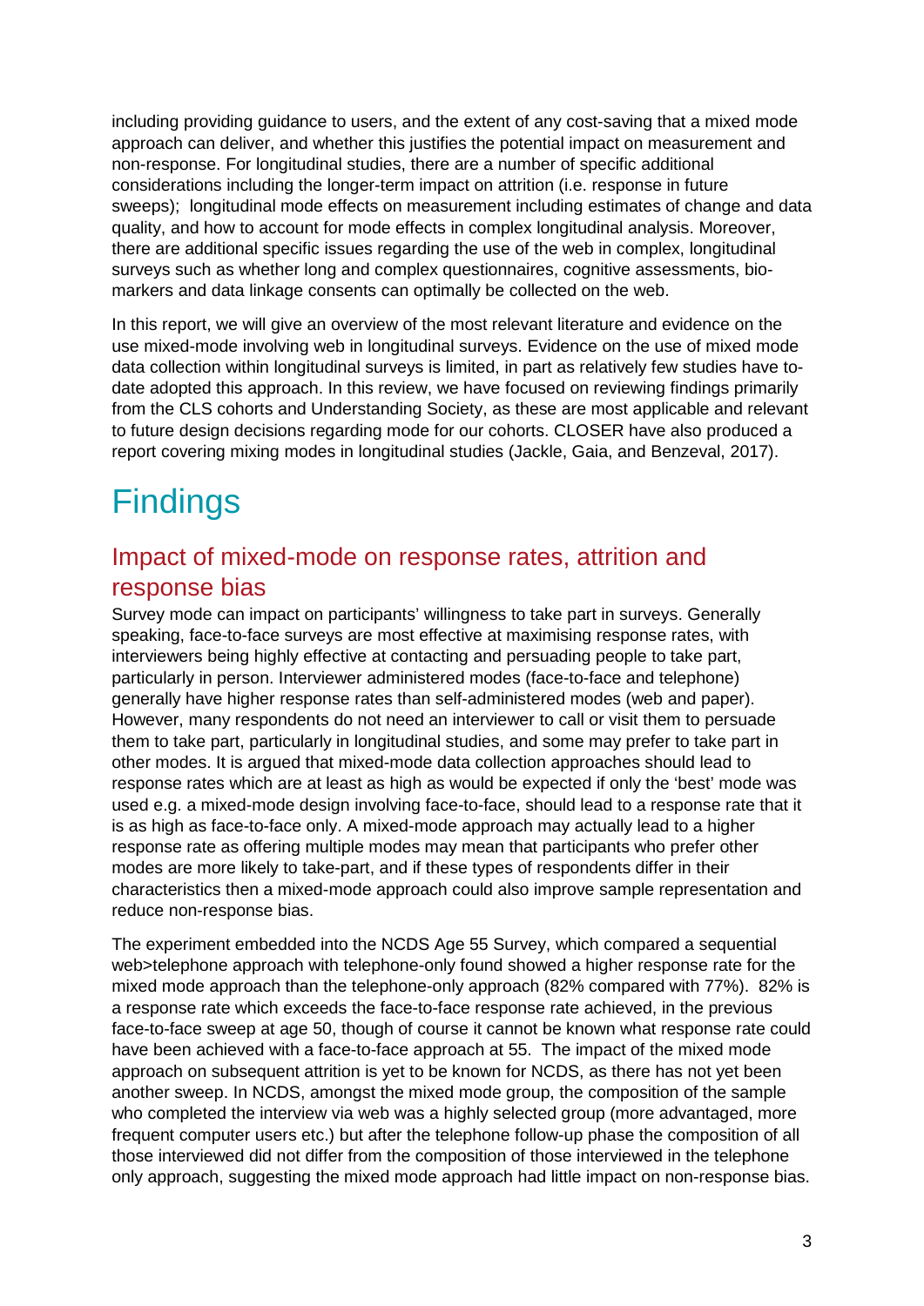including providing guidance to users, and the extent of any cost-saving that a mixed mode approach can deliver, and whether this justifies the potential impact on measurement and non-response. For longitudinal studies, there are a number of specific additional considerations including the longer-term impact on attrition (i.e. response in future sweeps); longitudinal mode effects on measurement including estimates of change and data quality, and how to account for mode effects in complex longitudinal analysis. Moreover, there are additional specific issues regarding the use of the web in complex, longitudinal surveys such as whether long and complex questionnaires, cognitive assessments, bio-markers and data linkage consents can optimally be collected on the web.

In this report, we will give an overview of the most relevant literature and evidence on the use mixed-mode involving web in longitudinal surveys. Evidence on the use of mixed mode data collection within longitudinal surveys is limited, in part as relatively few studies have to-date adopted this approach. In this review, we have focused on reviewing findings primarily from the CLS cohorts and Understanding Society, as these are most applicable and relevant to future design decisions regarding mode for our cohorts. CLOSER have also produced a report covering mixing modes in longitudinal studies (Jackle, Gaia, and Benzeval, 2017).

# Findings

## Impact of mixed-mode on response rates, attrition and response bias

Survey mode can impact on participants' willingness to take part in surveys. Generally speaking, face-to-face surveys are most effective at maximising response rates, with interviewers being highly effective at contacting and persuading people to take part, particularly in person. Interviewer administered modes (face-to-face and telephone) generally have higher response rates than self-administered modes (web and paper). However, many respondents do not need an interviewer to call or visit them to persuade them to take part, particularly in longitudinal studies, and some may prefer to take part in other modes. It is argued that mixed-mode data collection approaches should lead to response rates which are at least as high as would be expected if only the 'best' mode was used e.g. a mixed-mode design involving face-to-face, should lead to a response rate that it is as high as face-to-face only. A mixed-mode approach may actually lead to a higher response rate as offering multiple modes may mean that participants who prefer other modes are more likely to take-part, and if these types of respondents differ in their characteristics then a mixed-mode approach could also improve sample representation and reduce non-response bias.

The experiment embedded into the NCDS Age 55 Survey, which compared a sequential web>telephone approach with telephone-only found showed a higher response rate for the mixed mode approach than the telephone-only approach (82% compared with 77%). 82% is a response rate which exceeds the face-to-face response rate achieved, in the previous face-to-face sweep at age 50, though of course it cannot be known what response rate could have been achieved with a face-to-face approach at 55. The impact of the mixed mode approach on subsequent attrition is yet to be known for NCDS, as there has not yet been another sweep. In NCDS, amongst the mixed mode group, the composition of the sample who completed the interview via web was a highly selected group (more advantaged, more frequent computer users etc.) but after the telephone follow-up phase the composition of all those interviewed did not differ from the composition of those interviewed in the telephone only approach, suggesting the mixed mode approach had little impact on non-response bias.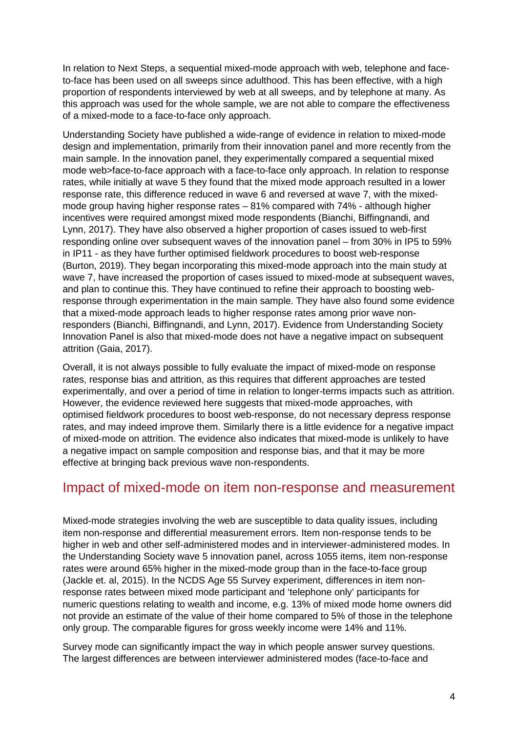In relation to Next Steps, a sequential mixed-mode approach with web, telephone and face-to-face has been used on all sweeps since adulthood. This has been effective, with a high proportion of respondents interviewed by web at all sweeps, and by telephone at many. As this approach was used for the whole sample, we are not able to compare the effectiveness of a mixed-mode to a face-to-face only approach.

Understanding Society have published a wide-range of evidence in relation to mixed-mode design and implementation, primarily from their innovation panel and more recently from the main sample. In the innovation panel, they experimentally compared a sequential mixed mode web>face-to-face approach with a face-to-face only approach. In relation to response rates, while initially at wave 5 they found that the mixed mode approach resulted in a lower response rate, this difference reduced in wave 6 and reversed at wave 7, with the mixed-mode group having higher response rates – 81% compared with 74% - although higher incentives were required amongst mixed mode respondents (Bianchi, Biffingnandi, and Lynn, 2017). They have also observed a higher proportion of cases issued to web-first responding online over subsequent waves of the innovation panel – from 30% in IP5 to 59% in IP11 - as they have further optimised fieldwork procedures to boost web-response (Burton, 2019). They began incorporating this mixed-mode approach into the main study at wave 7, have increased the proportion of cases issued to mixed-mode at subsequent waves, and plan to continue this. They have continued to refine their approach to boosting web-response through experimentation in the main sample. They have also found some evidence that a mixed-mode approach leads to higher response rates among prior wave non-responders (Bianchi, Biffingnandi, and Lynn, 2017). Evidence from Understanding Society Innovation Panel is also that mixed-mode does not have a negative impact on subsequent attrition (Gaia, 2017).

Overall, it is not always possible to fully evaluate the impact of mixed-mode on response rates, response bias and attrition, as this requires that different approaches are tested experimentally, and over a period of time in relation to longer-terms impacts such as attrition. However, the evidence reviewed here suggests that mixed-mode approaches, with optimised fieldwork procedures to boost web-response, do not necessary depress response rates, and may indeed improve them. Similarly there is a little evidence for a negative impact of mixed-mode on attrition. The evidence also indicates that mixed-mode is unlikely to have a negative impact on sample composition and response bias, and that it may be more effective at bringing back previous wave non-respondents.

## Impact of mixed-mode on item non-response and measurement

Mixed-mode strategies involving the web are susceptible to data quality issues, including item non-response and differential measurement errors. Item non-response tends to be higher in web and other self-administered modes and in interviewer-administered modes. In the Understanding Society wave 5 innovation panel, across 1055 items, item non-response rates were around 65% higher in the mixed-mode group than in the face-to-face group (Jackle et. al, 2015). In the NCDS Age 55 Survey experiment, differences in item non-response rates between mixed mode participant and 'telephone only' participants for numeric questions relating to wealth and income, e.g. 13% of mixed mode home owners did not provide an estimate of the value of their home compared to 5% of those in the telephone only group. The comparable figures for gross weekly income were 14% and 11%.

Survey mode can significantly impact the way in which people answer survey questions. The largest differences are between interviewer administered modes (face-to-face and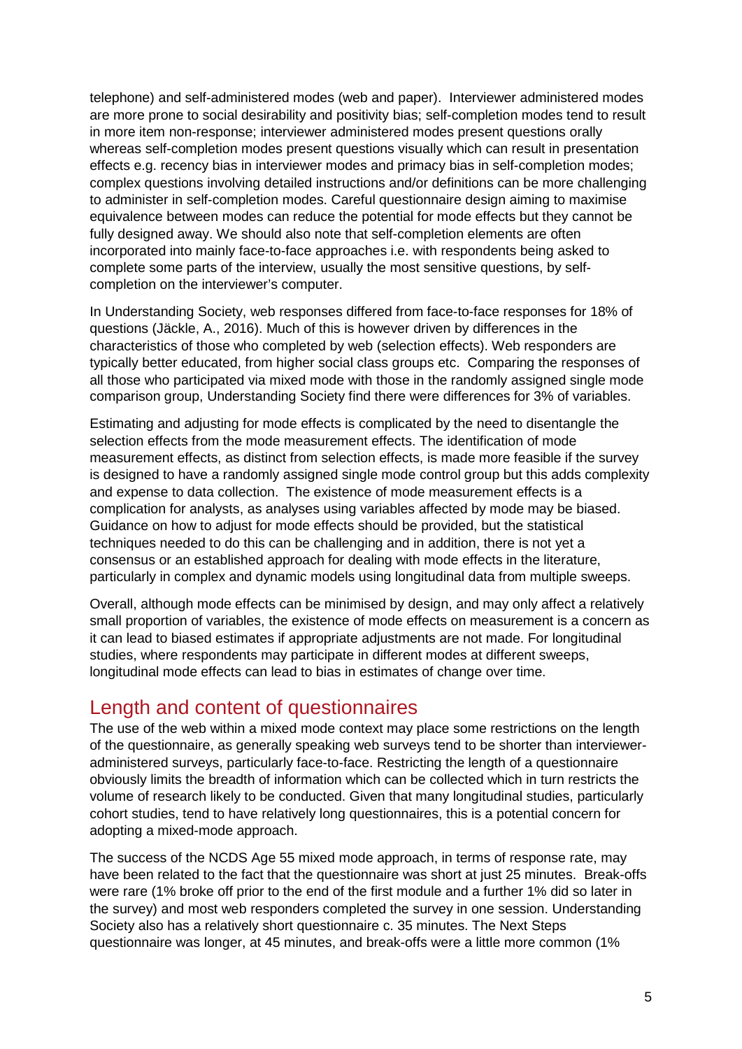telephone) and self-administered modes (web and paper). Interviewer administered modes are more prone to social desirability and positivity bias; self-completion modes tend to result in more item non-response; interviewer administered modes present questions orally whereas self-completion modes present questions visually which can result in presentation effects e.g. recency bias in interviewer modes and primacy bias in self-completion modes; complex questions involving detailed instructions and/or definitions can be more challenging to administer in self-completion modes. Careful questionnaire design aiming to maximise equivalence between modes can reduce the potential for mode effects but they cannot be fully designed away. We should also note that self-completion elements are often incorporated into mainly face-to-face approaches i.e. with respondents being asked to complete some parts of the interview, usually the most sensitive questions, by self-completion on the interviewer's computer.

In Understanding Society, web responses differed from face-to-face responses for 18% of questions (Jäckle, A., 2016). Much of this is however driven by differences in the characteristics of those who completed by web (selection effects). Web responders are typically better educated, from higher social class groups etc. Comparing the responses of all those who participated via mixed mode with those in the randomly assigned single mode comparison group, Understanding Society find there were differences for 3% of variables.

Estimating and adjusting for mode effects is complicated by the need to disentangle the selection effects from the mode measurement effects. The identification of mode measurement effects, as distinct from selection effects, is made more feasible if the survey is designed to have a randomly assigned single mode control group but this adds complexity and expense to data collection. The existence of mode measurement effects is a complication for analysts, as analyses using variables affected by mode may be biased. Guidance on how to adjust for mode effects should be provided, but the statistical techniques needed to do this can be challenging and in addition, there is not yet a consensus or an established approach for dealing with mode effects in the literature, particularly in complex and dynamic models using longitudinal data from multiple sweeps.

Overall, although mode effects can be minimised by design, and may only affect a relatively small proportion of variables, the existence of mode effects on measurement is a concern as it can lead to biased estimates if appropriate adjustments are not made. For longitudinal studies, where respondents may participate in different modes at different sweeps, longitudinal mode effects can lead to bias in estimates of change over time.

## Length and content of questionnaires

The use of the web within a mixed mode context may place some restrictions on the length of the questionnaire, as generally speaking web surveys tend to be shorter than interviewer-administered surveys, particularly face-to-face. Restricting the length of a questionnaire obviously limits the breadth of information which can be collected which in turn restricts the volume of research likely to be conducted. Given that many longitudinal studies, particularly cohort studies, tend to have relatively long questionnaires, this is a potential concern for adopting a mixed-mode approach.

The success of the NCDS Age 55 mixed mode approach, in terms of response rate, may have been related to the fact that the questionnaire was short at just 25 minutes. Break-offs were rare (1% broke off prior to the end of the first module and a further 1% did so later in the survey) and most web responders completed the survey in one session. Understanding Society also has a relatively short questionnaire c. 35 minutes. The Next Steps questionnaire was longer, at 45 minutes, and break-offs were a little more common (1%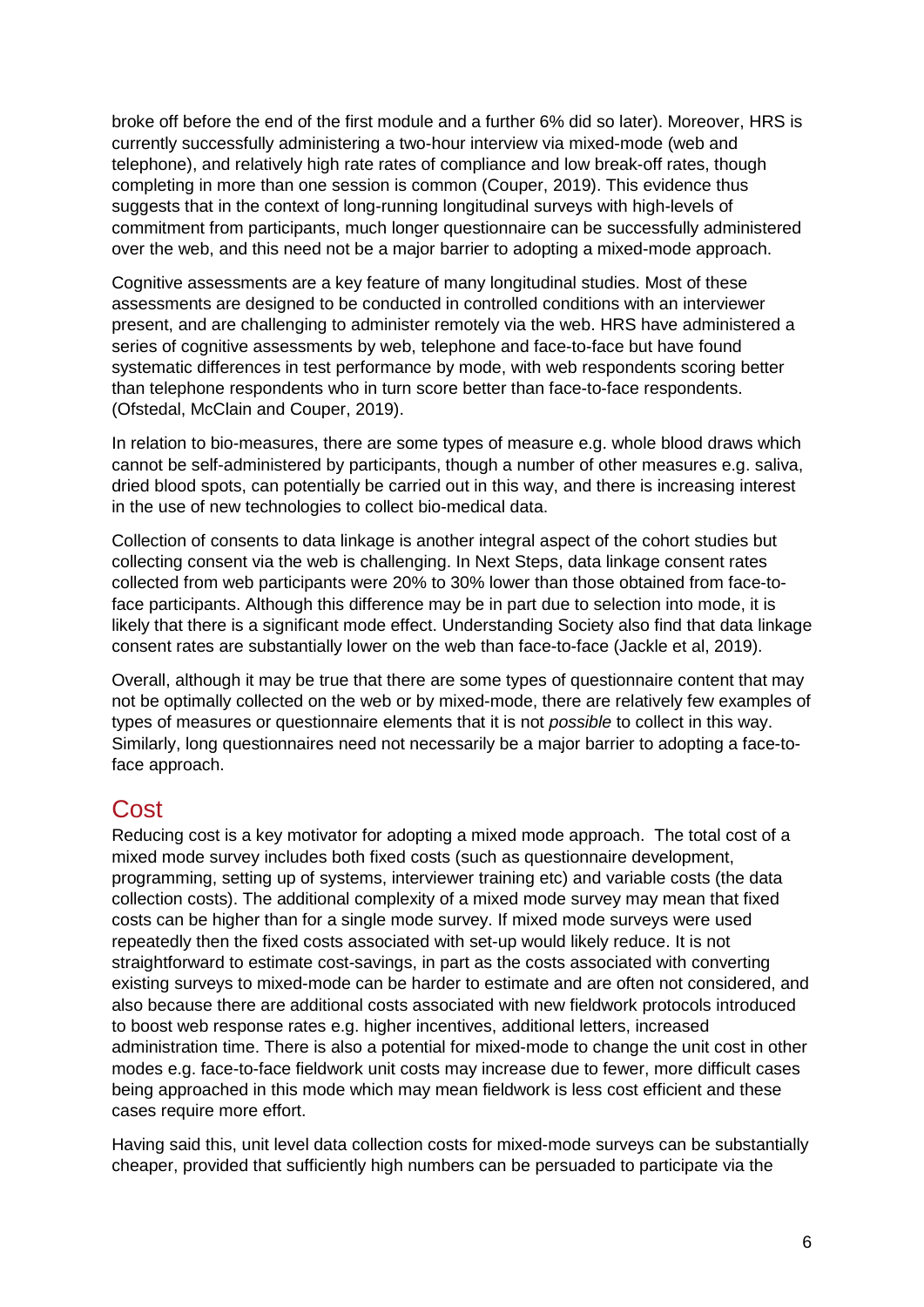broke off before the end of the first module and a further 6% did so later). Moreover, HRS is currently successfully administering a two-hour interview via mixed-mode (web and telephone), and relatively high rate rates of compliance and low break-off rates, though completing in more than one session is common (Couper, 2019). This evidence thus suggests that in the context of long-running longitudinal surveys with high-levels of commitment from participants, much longer questionnaire can be successfully administered over the web, and this need not be a major barrier to adopting a mixed-mode approach.

Cognitive assessments are a key feature of many longitudinal studies. Most of these assessments are designed to be conducted in controlled conditions with an interviewer present, and are challenging to administer remotely via the web. HRS have administered a series of cognitive assessments by web, telephone and face-to-face but have found systematic differences in test performance by mode, with web respondents scoring better than telephone respondents who in turn score better than face-to-face respondents. (Ofstedal, McClain and Couper, 2019).

In relation to bio-measures, there are some types of measure e.g. whole blood draws which cannot be self-administered by participants, though a number of other measures e.g. saliva, dried blood spots, can potentially be carried out in this way, and there is increasing interest in the use of new technologies to collect bio-medical data.

Collection of consents to data linkage is another integral aspect of the cohort studies but collecting consent via the web is challenging. In Next Steps, data linkage consent rates collected from web participants were 20% to 30% lower than those obtained from face-to-face participants. Although this difference may be in part due to selection into mode, it is likely that there is a significant mode effect. Understanding Society also find that data linkage consent rates are substantially lower on the web than face-to-face (Jackle et al, 2019).

Overall, although it may be true that there are some types of questionnaire content that may not be optimally collected on the web or by mixed-mode, there are relatively few examples of types of measures or questionnaire elements that it is not *possible* to collect in this way. Similarly, long questionnaires need not necessarily be a major barrier to adopting a face-to-face approach.

## Cost

Reducing cost is a key motivator for adopting a mixed mode approach. The total cost of a mixed mode survey includes both fixed costs (such as questionnaire development, programming, setting up of systems, interviewer training etc) and variable costs (the data collection costs). The additional complexity of a mixed mode survey may mean that fixed costs can be higher than for a single mode survey. If mixed mode surveys were used repeatedly then the fixed costs associated with set-up would likely reduce. It is not straightforward to estimate cost-savings, in part as the costs associated with converting existing surveys to mixed-mode can be harder to estimate and are often not considered, and also because there are additional costs associated with new fieldwork protocols introduced to boost web response rates e.g. higher incentives, additional letters, increased administration time. There is also a potential for mixed-mode to change the unit cost in other modes e.g. face-to-face fieldwork unit costs may increase due to fewer, more difficult cases being approached in this mode which may mean fieldwork is less cost efficient and these cases require more effort.

Having said this, unit level data collection costs for mixed-mode surveys can be substantially cheaper, provided that sufficiently high numbers can be persuaded to participate via the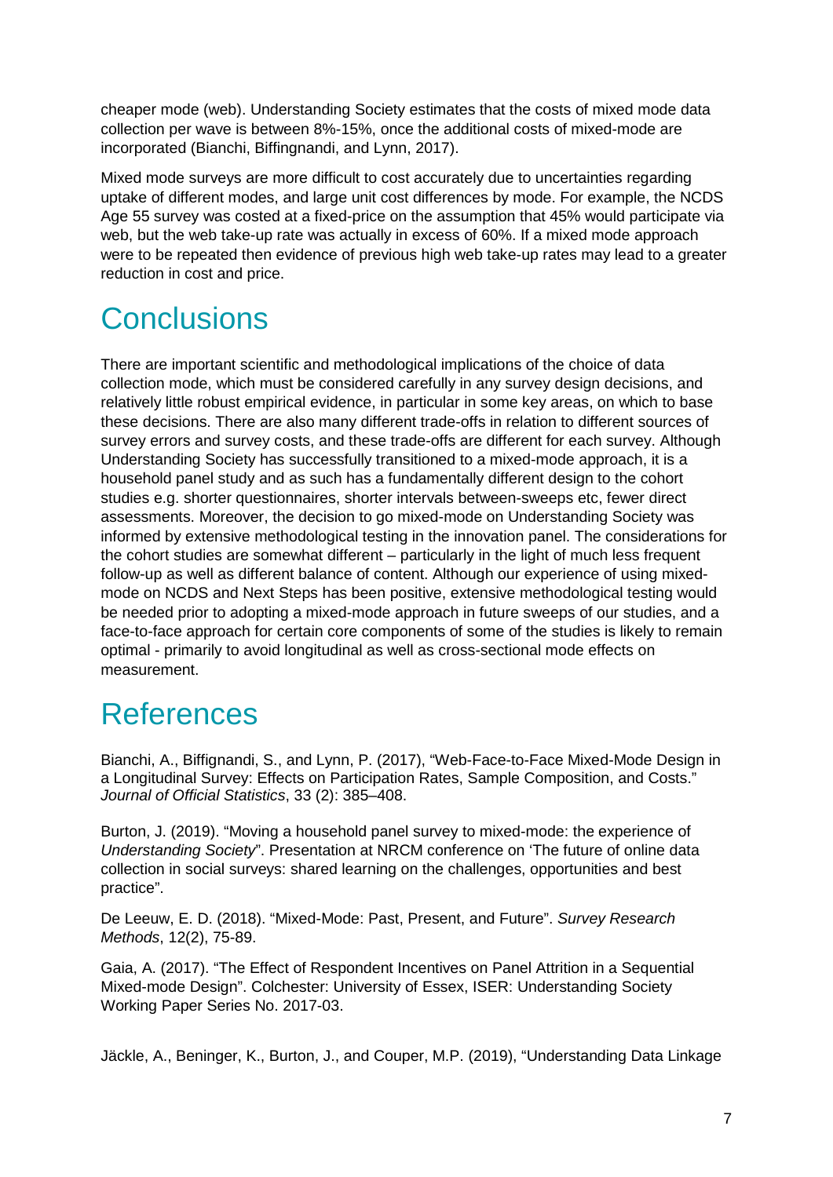cheaper mode (web). Understanding Society estimates that the costs of mixed mode data collection per wave is between 8%-15%, once the additional costs of mixed-mode are incorporated (Bianchi, Biffingnandi, and Lynn, 2017).

Mixed mode surveys are more difficult to cost accurately due to uncertainties regarding uptake of different modes, and large unit cost differences by mode. For example, the NCDS Age 55 survey was costed at a fixed-price on the assumption that 45% would participate via web, but the web take-up rate was actually in excess of 60%. If a mixed mode approach were to be repeated then evidence of previous high web take-up rates may lead to a greater reduction in cost and price.

# Conclusions

There are important scientific and methodological implications of the choice of data collection mode, which must be considered carefully in any survey design decisions, and relatively little robust empirical evidence, in particular in some key areas, on which to base these decisions. There are also many different trade-offs in relation to different sources of survey errors and survey costs, and these trade-offs are different for each survey. Although Understanding Society has successfully transitioned to a mixed-mode approach, it is a household panel study and as such has a fundamentally different design to the cohort studies e.g. shorter questionnaires, shorter intervals between-sweeps etc, fewer direct assessments. Moreover, the decision to go mixed-mode on Understanding Society was informed by extensive methodological testing in the innovation panel. The considerations for the cohort studies are somewhat different – particularly in the light of much less frequent follow-up as well as different balance of content. Although our experience of using mixed-mode on NCDS and Next Steps has been positive, extensive methodological testing would be needed prior to adopting a mixed-mode approach in future sweeps of our studies, and a face-to-face approach for certain core components of some of the studies is likely to remain optimal - primarily to avoid longitudinal as well as cross-sectional mode effects on measurement.

# References

Bianchi, A., Biffignandi, S., and Lynn, P. (2017), "Web-Face-to-Face Mixed-Mode Design in a Longitudinal Survey: Effects on Participation Rates, Sample Composition, and Costs." *Journal of Official Statistics*, 33 (2): 385–408.

Burton, J. (2019). "Moving a household panel survey to mixed-mode: the experience of *Understanding Society*". Presentation at NRCM conference on 'The future of online data collection in social surveys: shared learning on the challenges, opportunities and best practice".

De Leeuw, E. D. (2018). "Mixed-Mode: Past, Present, and Future". *Survey Research Methods*, 12(2), 75-89.

Gaia, A. (2017). "The Effect of Respondent Incentives on Panel Attrition in a Sequential Mixed-mode Design". Colchester: University of Essex, ISER: Understanding Society Working Paper Series No. 2017-03.

Jäckle, A., Beninger, K., Burton, J., and Couper, M.P. (2019), "Understanding Data Linkage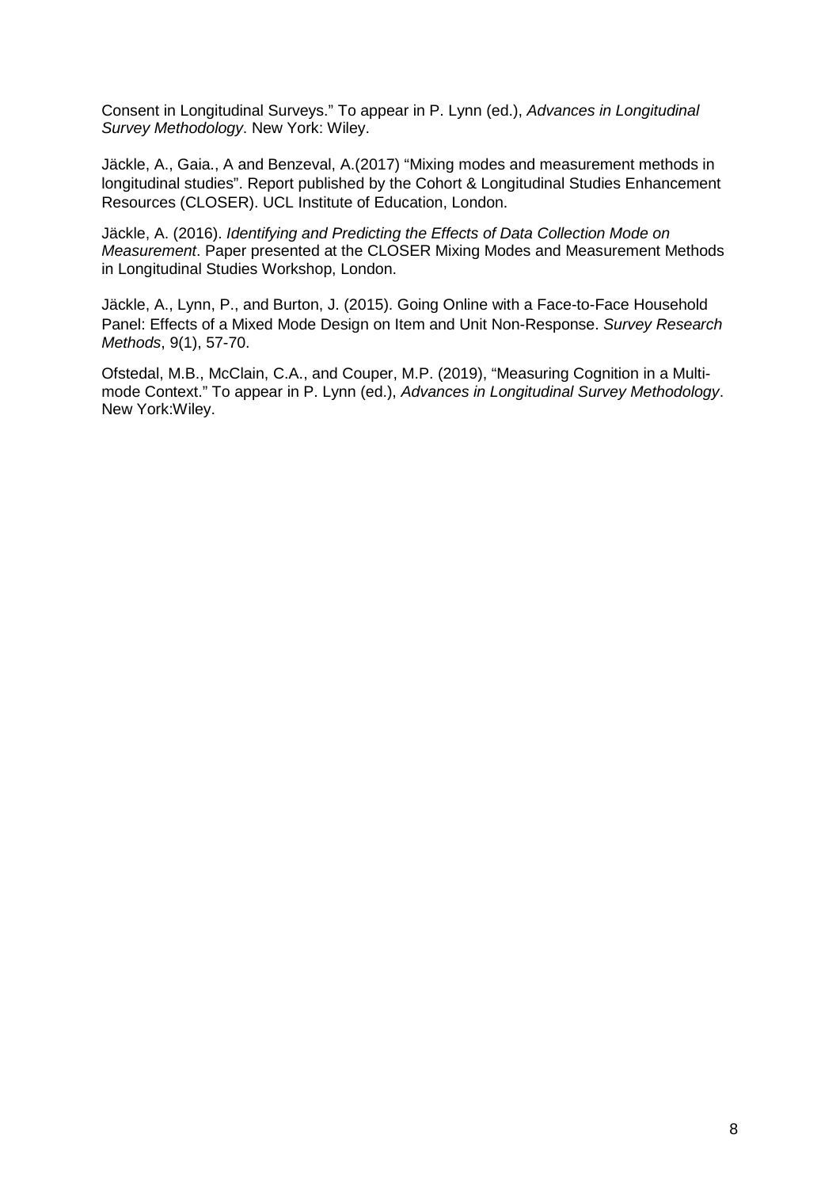Consent in Longitudinal Surveys." To appear in P. Lynn (ed.), *Advances in Longitudinal Survey Methodology*. New York: Wiley.

Jäckle, A., Gaia., A and Benzeval, A.(2017) "Mixing modes and measurement methods in longitudinal studies". Report published by the Cohort & Longitudinal Studies Enhancement Resources (CLOSER). UCL Institute of Education, London.

Jäckle, A. (2016). *Identifying and Predicting the Effects of Data Collection Mode on Measurement*. Paper presented at the CLOSER Mixing Modes and Measurement Methods in Longitudinal Studies Workshop, London.

Jäckle, A., Lynn, P., and Burton, J. (2015). Going Online with a Face-to-Face Household Panel: Effects of a Mixed Mode Design on Item and Unit Non-Response. *Survey Research Methods*, 9(1), 57-70.

Ofstedal, M.B., McClain, C.A., and Couper, M.P. (2019), "Measuring Cognition in a Multi-mode Context." To appear in P. Lynn (ed.), *Advances in Longitudinal Survey Methodology*. New York:Wiley.